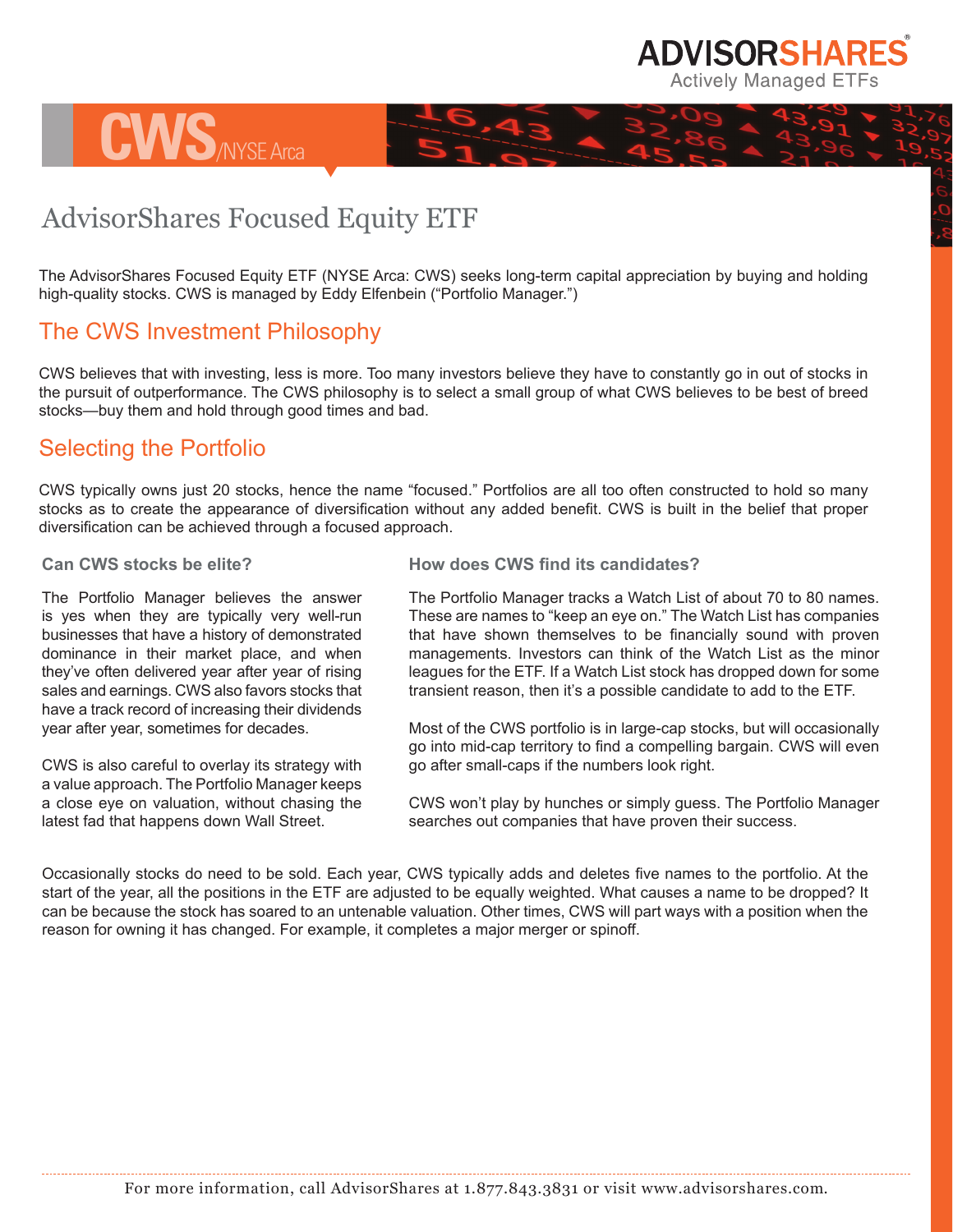ADVISORSHARES
Actively Managed ETFs

# CWS/NYSE Arca

# AdvisorShares Focused Equity ETF

The AdvisorShares Focused Equity ETF (NYSE Arca: CWS) seeks long-term capital appreciation by buying and holding high-quality stocks. CWS is managed by Eddy Elfenbein ("Portfolio Manager.")

## The CWS Investment Philosophy

CWS believes that with investing, less is more. Too many investors believe they have to constantly go in out of stocks in the pursuit of outperformance. The CWS philosophy is to select a small group of what CWS believes to be best of breed stocks—buy them and hold through good times and bad.

## Selecting the Portfolio

CWS typically owns just 20 stocks, hence the name "focused." Portfolios are all too often constructed to hold so many stocks as to create the appearance of diversification without any added benefit. CWS is built in the belief that proper diversification can be achieved through a focused approach.

### Can CWS stocks be elite?

The Portfolio Manager believes the answer is yes when they are typically very well-run businesses that have a history of demonstrated dominance in their market place, and when they've often delivered year after year of rising sales and earnings. CWS also favors stocks that have a track record of increasing their dividends year after year, sometimes for decades.

CWS is also careful to overlay its strategy with a value approach. The Portfolio Manager keeps a close eye on valuation, without chasing the latest fad that happens down Wall Street.

### How does CWS find its candidates?

The Portfolio Manager tracks a Watch List of about 70 to 80 names. These are names to "keep an eye on." The Watch List has companies that have shown themselves to be financially sound with proven managements. Investors can think of the Watch List as the minor leagues for the ETF. If a Watch List stock has dropped down for some transient reason, then it's a possible candidate to add to the ETF.

Most of the CWS portfolio is in large-cap stocks, but will occasionally go into mid-cap territory to find a compelling bargain. CWS will even go after small-caps if the numbers look right.

CWS won't play by hunches or simply guess. The Portfolio Manager searches out companies that have proven their success.

Occasionally stocks do need to be sold. Each year, CWS typically adds and deletes five names to the portfolio. At the start of the year, all the positions in the ETF are adjusted to be equally weighted. What causes a name to be dropped? It can be because the stock has soared to an untenable valuation. Other times, CWS will part ways with a position when the reason for owning it has changed. For example, it completes a major merger or spinoff.

For more information, call AdvisorShares at 1.877.843.3831 or visit www.advisorshares.com.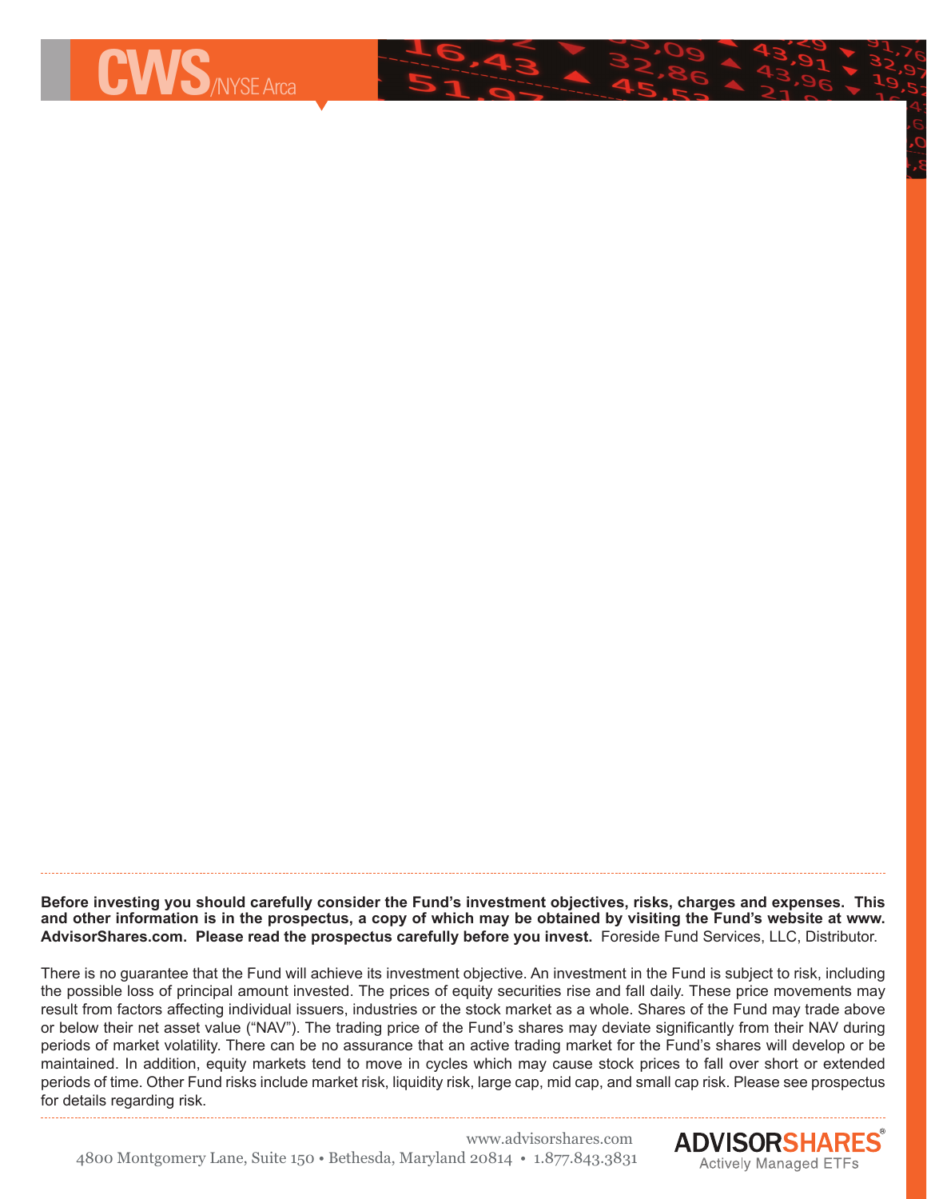**Before investing you should carefully consider the Fund's investment objectives, risks, charges and expenses. This and other information is in the prospectus, a copy of which may be obtained by visiting the Fund's website at www. AdvisorShares.com. Please read the prospectus carefully before you invest.** Foreside Fund Services, LLC, Distributor.

There is no guarantee that the Fund will achieve its investment objective. An investment in the Fund is subject to risk, including the possible loss of principal amount invested. The prices of equity securities rise and fall daily. These price movements may result from factors affecting individual issuers, industries or the stock market as a whole. Shares of the Fund may trade above or below their net asset value ("NAV"). The trading price of the Fund's shares may deviate significantly from their NAV during periods of market volatility. There can be no assurance that an active trading market for the Fund's shares will develop or be maintained. In addition, equity markets tend to move in cycles which may cause stock prices to fall over short or extended periods of time. Other Fund risks include market risk, liquidity risk, large cap, mid cap, and small cap risk. Please see prospectus for details regarding risk.

www.advisorshares.com
4800 Montgomery Lane, Suite 150 • Bethesda, Maryland 20814 • 1.877.843.3831

ADVISORSHARES®
Actively Managed ETFs